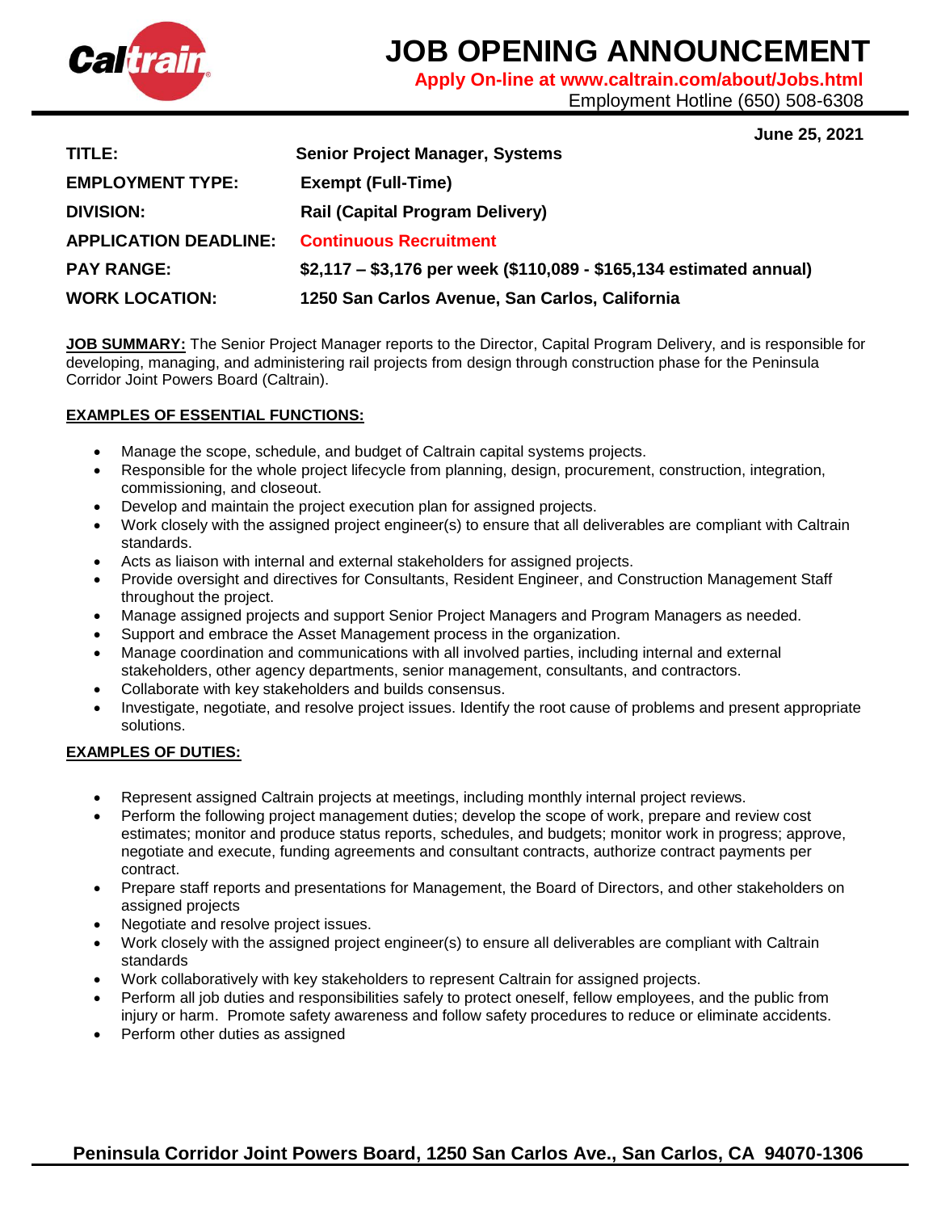# JOB OPENING ANNOUNCEMENT

**Apply On-line at www.caltrain.com/about/Jobs.html**

Employment Hotline (650) 508-6308

**June 25, 2021**

| | |
|---|---|
| **TITLE:** | **Senior Project Manager, Systems** |
| **EMPLOYMENT TYPE:** | **Exempt (Full-Time)** |
| **DIVISION:** | **Rail (Capital Program Delivery)** |
| **APPLICATION DEADLINE:** | **Continuous Recruitment** |
| **PAY RANGE:** | **$2,117 – $3,176 per week ($110,089 - $165,134 estimated annual)** |
| **WORK LOCATION:** | **1250 San Carlos Avenue, San Carlos, California** |

**JOB SUMMARY:** The Senior Project Manager reports to the Director, Capital Program Delivery, and is responsible for developing, managing, and administering rail projects from design through construction phase for the Peninsula Corridor Joint Powers Board (Caltrain).

**EXAMPLES OF ESSENTIAL FUNCTIONS:**

- Manage the scope, schedule, and budget of Caltrain capital systems projects.
- Responsible for the whole project lifecycle from planning, design, procurement, construction, integration, commissioning, and closeout.
- Develop and maintain the project execution plan for assigned projects.
- Work closely with the assigned project engineer(s) to ensure that all deliverables are compliant with Caltrain standards.
- Acts as liaison with internal and external stakeholders for assigned projects.
- Provide oversight and directives for Consultants, Resident Engineer, and Construction Management Staff throughout the project.
- Manage assigned projects and support Senior Project Managers and Program Managers as needed.
- Support and embrace the Asset Management process in the organization.
- Manage coordination and communications with all involved parties, including internal and external stakeholders, other agency departments, senior management, consultants, and contractors.
- Collaborate with key stakeholders and builds consensus.
- Investigate, negotiate, and resolve project issues. Identify the root cause of problems and present appropriate solutions.

**EXAMPLES OF DUTIES:**

- Represent assigned Caltrain projects at meetings, including monthly internal project reviews.
- Perform the following project management duties; develop the scope of work, prepare and review cost estimates; monitor and produce status reports, schedules, and budgets; monitor work in progress; approve, negotiate and execute, funding agreements and consultant contracts, authorize contract payments per contract.
- Prepare staff reports and presentations for Management, the Board of Directors, and other stakeholders on assigned projects
- Negotiate and resolve project issues.
- Work closely with the assigned project engineer(s) to ensure all deliverables are compliant with Caltrain standards
- Work collaboratively with key stakeholders to represent Caltrain for assigned projects.
- Perform all job duties and responsibilities safely to protect oneself, fellow employees, and the public from injury or harm. Promote safety awareness and follow safety procedures to reduce or eliminate accidents.
- Perform other duties as assigned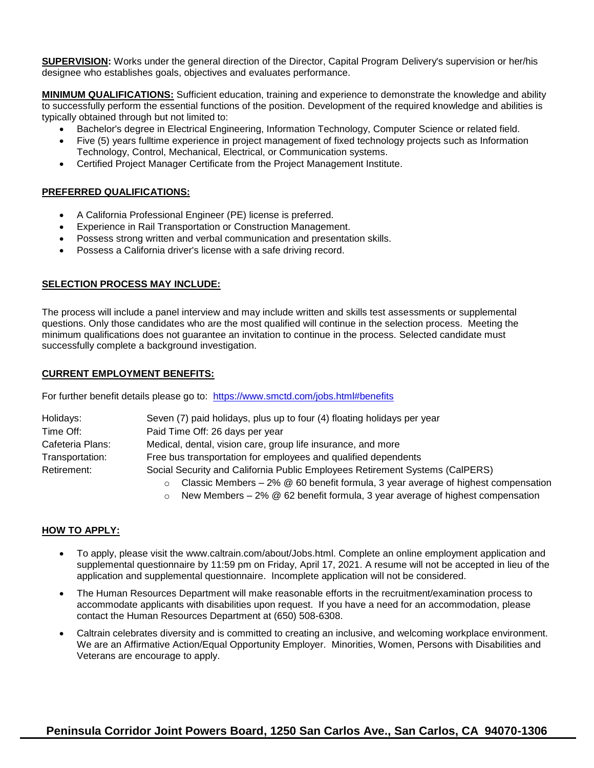**SUPERVISION:** Works under the general direction of the Director, Capital Program Delivery's supervision or her/his designee who establishes goals, objectives and evaluates performance.

**MINIMUM QUALIFICATIONS:** Sufficient education, training and experience to demonstrate the knowledge and ability to successfully perform the essential functions of the position. Development of the required knowledge and abilities is typically obtained through but not limited to:

- Bachelor's degree in Electrical Engineering, Information Technology, Computer Science or related field.
- Five (5) years fulltime experience in project management of fixed technology projects such as Information Technology, Control, Mechanical, Electrical, or Communication systems.
- Certified Project Manager Certificate from the Project Management Institute.

**PREFERRED QUALIFICATIONS:**

- A California Professional Engineer (PE) license is preferred.
- Experience in Rail Transportation or Construction Management.
- Possess strong written and verbal communication and presentation skills.
- Possess a California driver's license with a safe driving record.

**SELECTION PROCESS MAY INCLUDE:**

The process will include a panel interview and may include written and skills test assessments or supplemental questions. Only those candidates who are the most qualified will continue in the selection process. Meeting the minimum qualifications does not guarantee an invitation to continue in the process. Selected candidate must successfully complete a background investigation.

**CURRENT EMPLOYMENT BENEFITS:**

For further benefit details please go to: https://www.smctd.com/jobs.html#benefits

| | |
|---|---|
| Holidays: | Seven (7) paid holidays, plus up to four (4) floating holidays per year |
| Time Off: | Paid Time Off: 26 days per year |
| Cafeteria Plans: | Medical, dental, vision care, group life insurance, and more |
| Transportation: | Free bus transportation for employees and qualified dependents |
| Retirement: | Social Security and California Public Employees Retirement Systems (CalPERS) |

- Classic Members – 2% @ 60 benefit formula, 3 year average of highest compensation
- New Members – 2% @ 62 benefit formula, 3 year average of highest compensation

**HOW TO APPLY:**

- To apply, please visit the www.caltrain.com/about/Jobs.html. Complete an online employment application and supplemental questionnaire by 11:59 pm on Friday, April 17, 2021. A resume will not be accepted in lieu of the application and supplemental questionnaire. Incomplete application will not be considered.
- The Human Resources Department will make reasonable efforts in the recruitment/examination process to accommodate applicants with disabilities upon request. If you have a need for an accommodation, please contact the Human Resources Department at (650) 508-6308.
- Caltrain celebrates diversity and is committed to creating an inclusive, and welcoming workplace environment. We are an Affirmative Action/Equal Opportunity Employer. Minorities, Women, Persons with Disabilities and Veterans are encourage to apply.

**Peninsula Corridor Joint Powers Board, 1250 San Carlos Ave., San Carlos, CA 94070-1306**